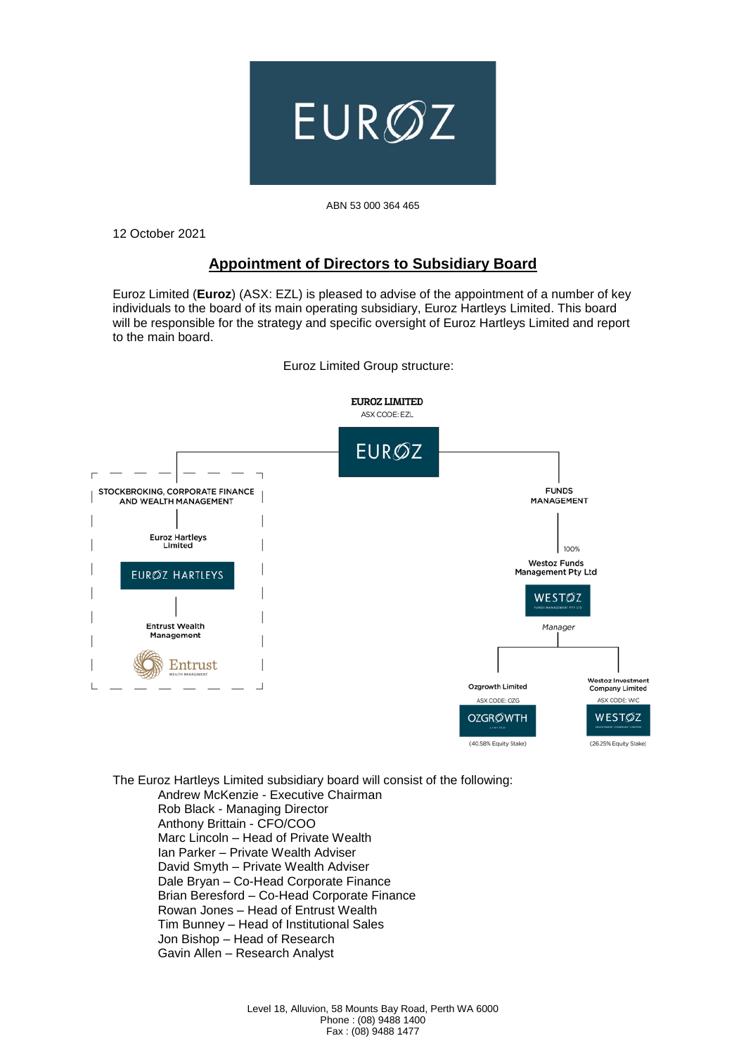EUROZ

ABN 53 000 364 465

12 October 2021

## Appointment of Directors to Subsidiary Board

Euroz Limited (**Euroz**) (ASX: EZL) is pleased to advise of the appointment of a number of key individuals to the board of its main operating subsidiary, Euroz Hartleys Limited. This board will be responsible for the strategy and specific oversight of Euroz Hartleys Limited and report to the main board.

Euroz Limited Group structure:

**EUROZ LIMITED**
ASX CODE: EZL

- STOCKBROKING, CORPORATE FINANCE AND WEALTH MANAGEMENT
  - Euroz Hartleys Limited
    - Entrust Wealth Management
- FUNDS MANAGEMENT
  - 100% Westoz Funds Management Pty Ltd
    - *Manager*
      - Ozgrowth Limited (ASX CODE: OZG) (40.58% Equity Stake)
      - Westoz Investment Company Limited (ASX CODE: WIC) (26.25% Equity Stake)

The Euroz Hartleys Limited subsidiary board will consist of the following:

- Andrew McKenzie - Executive Chairman
- Rob Black - Managing Director
- Anthony Brittain - CFO/COO
- Marc Lincoln – Head of Private Wealth
- Ian Parker – Private Wealth Adviser
- David Smyth – Private Wealth Adviser
- Dale Bryan – Co-Head Corporate Finance
- Brian Beresford – Co-Head Corporate Finance
- Rowan Jones – Head of Entrust Wealth
- Tim Bunney – Head of Institutional Sales
- Jon Bishop – Head of Research
- Gavin Allen – Research Analyst

Level 18, Alluvion, 58 Mounts Bay Road, Perth WA 6000
Phone : (08) 9488 1400
Fax : (08) 9488 1477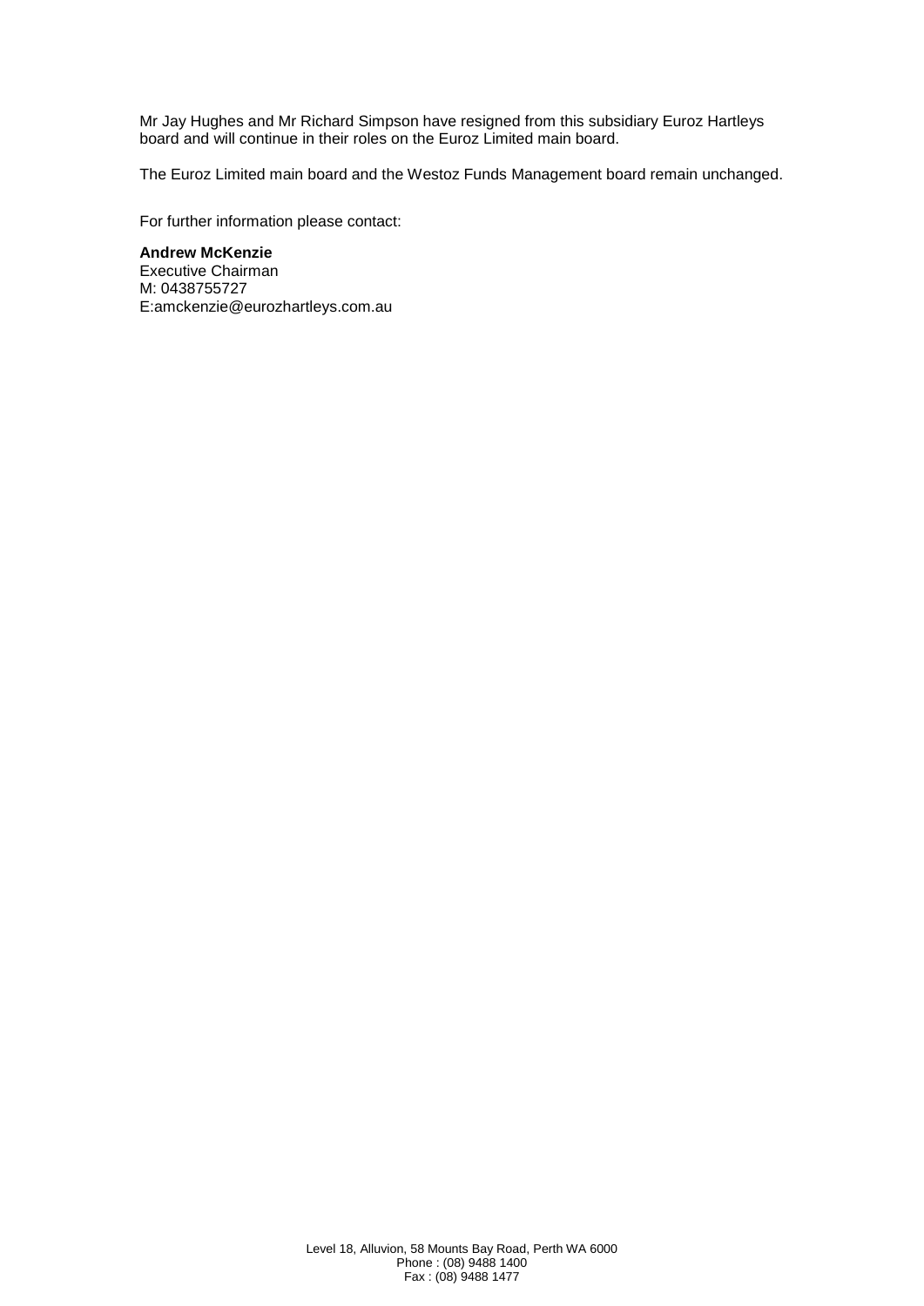Mr Jay Hughes and Mr Richard Simpson have resigned from this subsidiary Euroz Hartleys board and will continue in their roles on the Euroz Limited main board.

The Euroz Limited main board and the Westoz Funds Management board remain unchanged.

For further information please contact:

**Andrew McKenzie**
Executive Chairman
M: 0438755727
E:amckenzie@eurozhartleys.com.au

Level 18, Alluvion, 58 Mounts Bay Road, Perth WA 6000
Phone : (08) 9488 1400
Fax : (08) 9488 1477